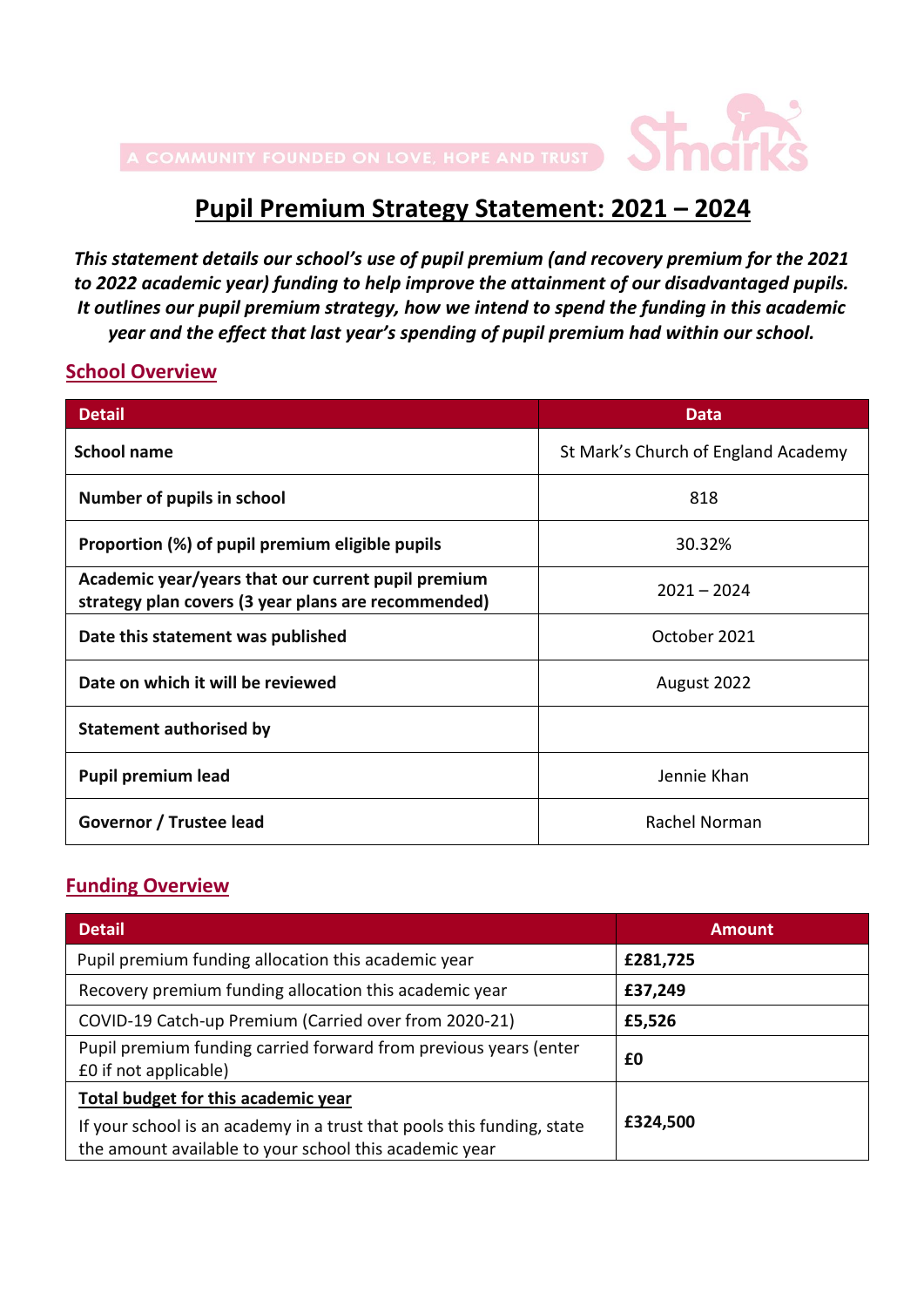A COMMUNITY FOUNDED ON LOVE, HOPE AND TRUST

# Pupil Premium Strategy Statement: 2021 – 2024

***This statement details our school's use of pupil premium (and recovery premium for the 2021 to 2022 academic year) funding to help improve the attainment of our disadvantaged pupils. It outlines our pupil premium strategy, how we intend to spend the funding in this academic year and the effect that last year's spending of pupil premium had within our school.***

## School Overview

| Detail | Data |
|---|---|
| **School name** | St Mark's Church of England Academy |
| **Number of pupils in school** | 818 |
| **Proportion (%) of pupil premium eligible pupils** | 30.32% |
| **Academic year/years that our current pupil premium strategy plan covers (3 year plans are recommended)** | 2021 – 2024 |
| **Date this statement was published** | October 2021 |
| **Date on which it will be reviewed** | August 2022 |
| **Statement authorised by** | |
| **Pupil premium lead** | Jennie Khan |
| **Governor / Trustee lead** | Rachel Norman |

## Funding Overview

| Detail | Amount |
|---|---|
| Pupil premium funding allocation this academic year | **£281,725** |
| Recovery premium funding allocation this academic year | **£37,249** |
| COVID-19 Catch-up Premium (Carried over from 2020-21) | **£5,526** |
| Pupil premium funding carried forward from previous years (enter £0 if not applicable) | **£0** |
| **Total budget for this academic year**<br>If your school is an academy in a trust that pools this funding, state the amount available to your school this academic year | **£324,500** |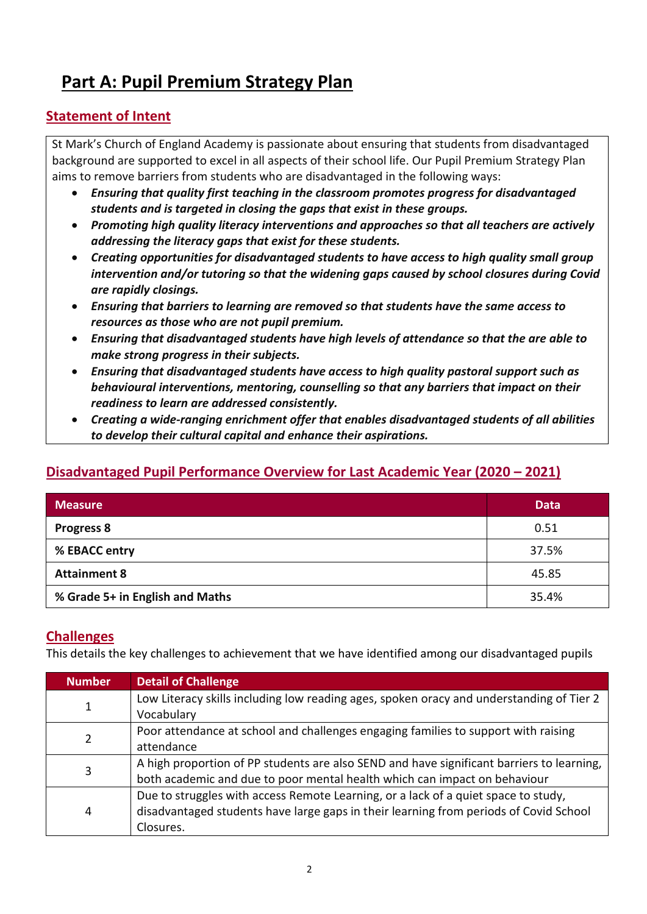# Part A: Pupil Premium Strategy Plan

## Statement of Intent

St Mark's Church of England Academy is passionate about ensuring that students from disadvantaged background are supported to excel in all aspects of their school life. Our Pupil Premium Strategy Plan aims to remove barriers from students who are disadvantaged in the following ways:

- ***Ensuring that quality first teaching in the classroom promotes progress for disadvantaged students and is targeted in closing the gaps that exist in these groups.***
- ***Promoting high quality literacy interventions and approaches so that all teachers are actively addressing the literacy gaps that exist for these students.***
- ***Creating opportunities for disadvantaged students to have access to high quality small group intervention and/or tutoring so that the widening gaps caused by school closures during Covid are rapidly closings.***
- ***Ensuring that barriers to learning are removed so that students have the same access to resources as those who are not pupil premium.***
- ***Ensuring that disadvantaged students have high levels of attendance so that the are able to make strong progress in their subjects.***
- ***Ensuring that disadvantaged students have access to high quality pastoral support such as behavioural interventions, mentoring, counselling so that any barriers that impact on their readiness to learn are addressed consistently.***
- ***Creating a wide-ranging enrichment offer that enables disadvantaged students of all abilities to develop their cultural capital and enhance their aspirations.***

## Disadvantaged Pupil Performance Overview for Last Academic Year (2020 – 2021)

| Measure | Data |
|---|---|
| **Progress 8** | 0.51 |
| **% EBACC entry** | 37.5% |
| **Attainment 8** | 45.85 |
| **% Grade 5+ in English and Maths** | 35.4% |

## Challenges

This details the key challenges to achievement that we have identified among our disadvantaged pupils

| Number | Detail of Challenge |
|---|---|
| 1 | Low Literacy skills including low reading ages, spoken oracy and understanding of Tier 2 Vocabulary |
| 2 | Poor attendance at school and challenges engaging families to support with raising attendance |
| 3 | A high proportion of PP students are also SEND and have significant barriers to learning, both academic and due to poor mental health which can impact on behaviour |
| 4 | Due to struggles with access Remote Learning, or a lack of a quiet space to study, disadvantaged students have large gaps in their learning from periods of Covid School Closures. |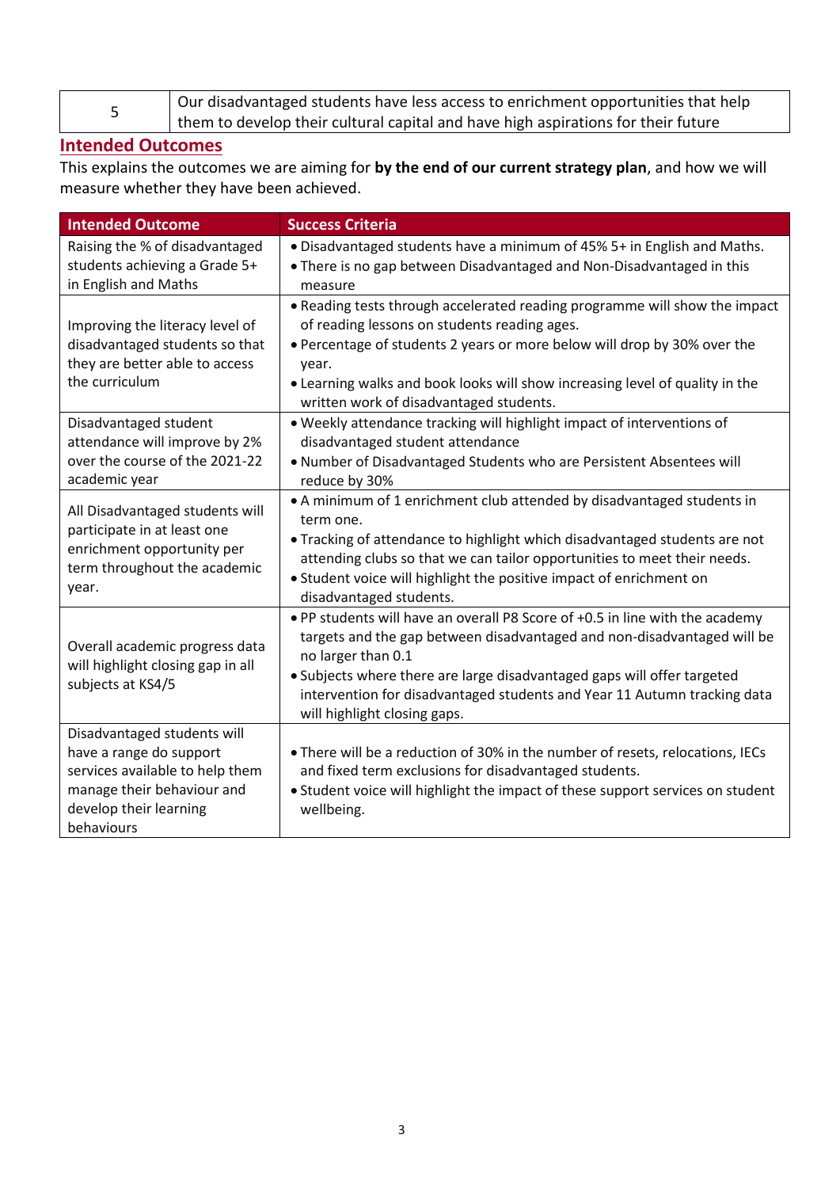| 5 | Our disadvantaged students have less access to enrichment opportunities that help them to develop their cultural capital and have high aspirations for their future |
|---|---|

## Intended Outcomes

This explains the outcomes we are aiming for **by the end of our current strategy plan**, and how we will measure whether they have been achieved.

| Intended Outcome | Success Criteria |
|---|---|
| Raising the % of disadvantaged students achieving a Grade 5+ in English and Maths | • Disadvantaged students have a minimum of 45% 5+ in English and Maths.<br>• There is no gap between Disadvantaged and Non-Disadvantaged in this measure |
| Improving the literacy level of disadvantaged students so that they are better able to access the curriculum | • Reading tests through accelerated reading programme will show the impact of reading lessons on students reading ages.<br>• Percentage of students 2 years or more below will drop by 30% over the year.<br>• Learning walks and book looks will show increasing level of quality in the written work of disadvantaged students. |
| Disadvantaged student attendance will improve by 2% over the course of the 2021-22 academic year | • Weekly attendance tracking will highlight impact of interventions of disadvantaged student attendance<br>• Number of Disadvantaged Students who are Persistent Absentees will reduce by 30% |
| All Disadvantaged students will participate in at least one enrichment opportunity per term throughout the academic year. | • A minimum of 1 enrichment club attended by disadvantaged students in term one.<br>• Tracking of attendance to highlight which disadvantaged students are not attending clubs so that we can tailor opportunities to meet their needs.<br>• Student voice will highlight the positive impact of enrichment on disadvantaged students. |
| Overall academic progress data will highlight closing gap in all subjects at KS4/5 | • PP students will have an overall P8 Score of +0.5 in line with the academy targets and the gap between disadvantaged and non-disadvantaged will be no larger than 0.1<br>• Subjects where there are large disadvantaged gaps will offer targeted intervention for disadvantaged students and Year 11 Autumn tracking data will highlight closing gaps. |
| Disadvantaged students will have a range do support services available to help them manage their behaviour and develop their learning behaviours | • There will be a reduction of 30% in the number of resets, relocations, IECs and fixed term exclusions for disadvantaged students.<br>• Student voice will highlight the impact of these support services on student wellbeing. |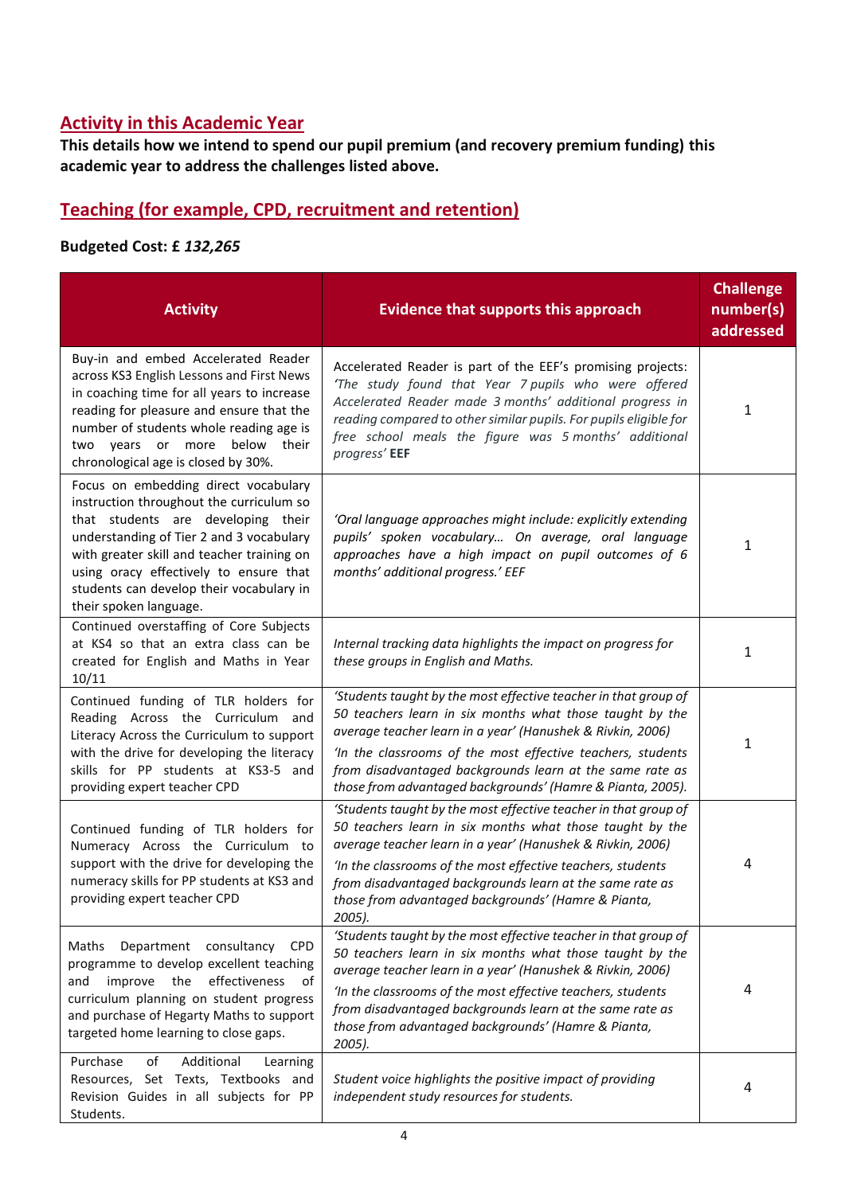## Activity in this Academic Year

**This details how we intend to spend our pupil premium (and recovery premium funding) this academic year to address the challenges listed above.**

## Teaching (for example, CPD, recruitment and retention)

**Budgeted Cost: £ *132,265***

| Activity | Evidence that supports this approach | Challenge number(s) addressed |
|---|---|---|
| Buy-in and embed Accelerated Reader across KS3 English Lessons and First News in coaching time for all years to increase reading for pleasure and ensure that the number of students whole reading age is two years or more below their chronological age is closed by 30%. | Accelerated Reader is part of the EEF's promising projects: *'The study found that Year 7 pupils who were offered Accelerated Reader made 3 months' additional progress in reading compared to other similar pupils. For pupils eligible for free school meals the figure was 5 months' additional progress'* **EEF** | 1 |
| Focus on embedding direct vocabulary instruction throughout the curriculum so that students are developing their understanding of Tier 2 and 3 vocabulary with greater skill and teacher training on using oracy effectively to ensure that students can develop their vocabulary in their spoken language. | *'Oral language approaches might include: explicitly extending pupils' spoken vocabulary… On average, oral language approaches have a high impact on pupil outcomes of 6 months' additional progress.' EEF* | 1 |
| Continued overstaffing of Core Subjects at KS4 so that an extra class can be created for English and Maths in Year 10/11 | *Internal tracking data highlights the impact on progress for these groups in English and Maths.* | 1 |
| Continued funding of TLR holders for Reading Across the Curriculum and Literacy Across the Curriculum to support with the drive for developing the literacy skills for PP students at KS3-5 and providing expert teacher CPD | *'Students taught by the most effective teacher in that group of 50 teachers learn in six months what those taught by the average teacher learn in a year' (Hanushek & Rivkin, 2006)*<br>*'In the classrooms of the most effective teachers, students from disadvantaged backgrounds learn at the same rate as those from advantaged backgrounds' (Hamre & Pianta, 2005).* | 1 |
| Continued funding of TLR holders for Numeracy Across the Curriculum to support with the drive for developing the numeracy skills for PP students at KS3 and providing expert teacher CPD | *'Students taught by the most effective teacher in that group of 50 teachers learn in six months what those taught by the average teacher learn in a year' (Hanushek & Rivkin, 2006)*<br>*'In the classrooms of the most effective teachers, students from disadvantaged backgrounds learn at the same rate as those from advantaged backgrounds' (Hamre & Pianta, 2005).* | 4 |
| Maths Department consultancy CPD programme to develop excellent teaching and improve the effectiveness of curriculum planning on student progress and purchase of Hegarty Maths to support targeted home learning to close gaps. | *'Students taught by the most effective teacher in that group of 50 teachers learn in six months what those taught by the average teacher learn in a year' (Hanushek & Rivkin, 2006)*<br>*'In the classrooms of the most effective teachers, students from disadvantaged backgrounds learn at the same rate as those from advantaged backgrounds' (Hamre & Pianta, 2005).* | 4 |
| Purchase of Additional Learning Resources, Set Texts, Textbooks and Revision Guides in all subjects for PP Students. | *Student voice highlights the positive impact of providing independent study resources for students.* | 4 |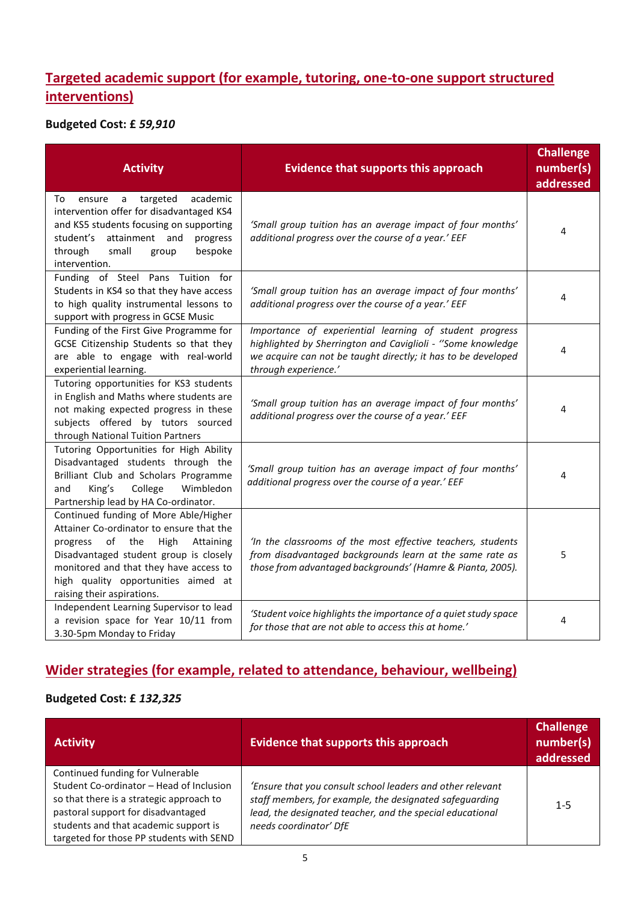## Targeted academic support (for example, tutoring, one-to-one support structured interventions)

**Budgeted Cost: £ *59,910***

| Activity | Evidence that supports this approach | Challenge number(s) addressed |
|---|---|---|
| To ensure a targeted academic intervention offer for disadvantaged KS4 and KS5 students focusing on supporting student's attainment and progress through small group bespoke intervention. | *'Small group tuition has an average impact of four months' additional progress over the course of a year.' EEF* | 4 |
| Funding of Steel Pans Tuition for Students in KS4 so that they have access to high quality instrumental lessons to support with progress in GCSE Music | *'Small group tuition has an average impact of four months' additional progress over the course of a year.' EEF* | 4 |
| Funding of the First Give Programme for GCSE Citizenship Students so that they are able to engage with real-world experiential learning. | *Importance of experiential learning of student progress highlighted by Sherrington and Caviglioli - ''Some knowledge we acquire can not be taught directly; it has to be developed through experience.'* | 4 |
| Tutoring opportunities for KS3 students in English and Maths where students are not making expected progress in these subjects offered by tutors sourced through National Tuition Partners | *'Small group tuition has an average impact of four months' additional progress over the course of a year.' EEF* | 4 |
| Tutoring Opportunities for High Ability Disadvantaged students through the Brilliant Club and Scholars Programme and King's College Wimbledon Partnership lead by HA Co-ordinator. | *'Small group tuition has an average impact of four months' additional progress over the course of a year.' EEF* | 4 |
| Continued funding of More Able/Higher Attainer Co-ordinator to ensure that the progress of the High Attaining Disadvantaged student group is closely monitored and that they have access to high quality opportunities aimed at raising their aspirations. | *'In the classrooms of the most effective teachers, students from disadvantaged backgrounds learn at the same rate as those from advantaged backgrounds' (Hamre & Pianta, 2005).* | 5 |
| Independent Learning Supervisor to lead a revision space for Year 10/11 from 3.30-5pm Monday to Friday | *'Student voice highlights the importance of a quiet study space for those that are not able to access this at home.'* | 4 |

## Wider strategies (for example, related to attendance, behaviour, wellbeing)

**Budgeted Cost: £ *132,325***

| Activity | Evidence that supports this approach | Challenge number(s) addressed |
|---|---|---|
| Continued funding for Vulnerable Student Co-ordinator – Head of Inclusion so that there is a strategic approach to pastoral support for disadvantaged students and that academic support is targeted for those PP students with SEND | *'Ensure that you consult school leaders and other relevant staff members, for example, the designated safeguarding lead, the designated teacher, and the special educational needs coordinator' DfE* | 1-5 |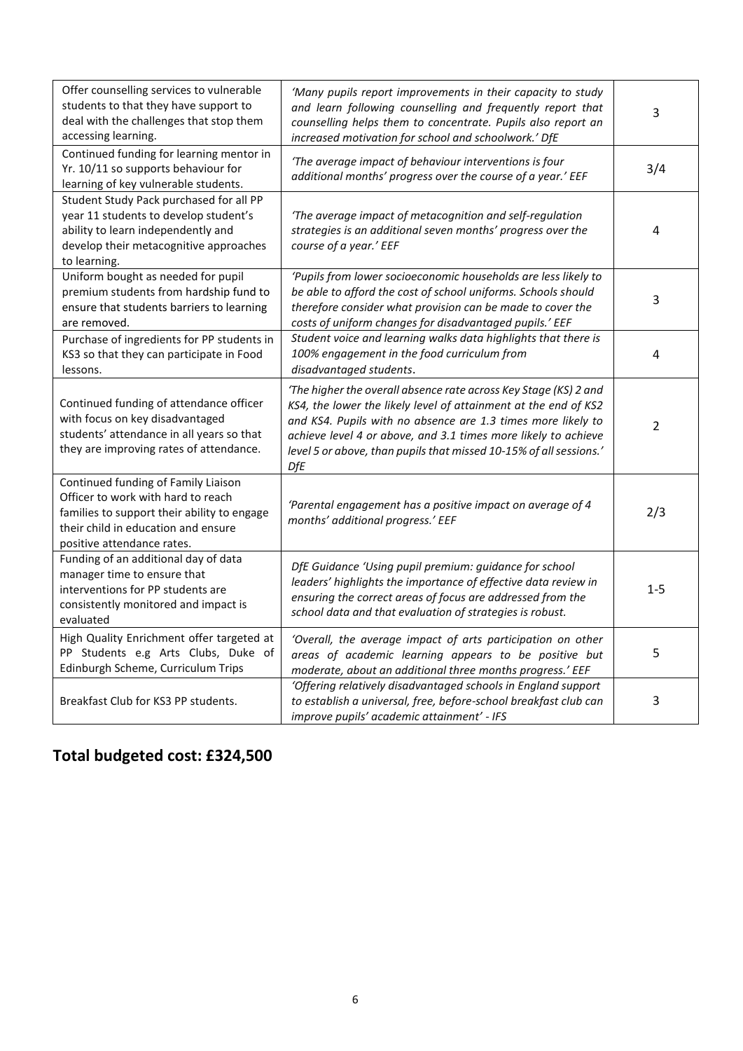| | | |
|---|---|---|
| Offer counselling services to vulnerable students to that they have support to deal with the challenges that stop them accessing learning. | *'Many pupils report improvements in their capacity to study and learn following counselling and frequently report that counselling helps them to concentrate. Pupils also report an increased motivation for school and schoolwork.' DfE* | 3 |
| Continued funding for learning mentor in Yr. 10/11 so supports behaviour for learning of key vulnerable students. | *'The average impact of behaviour interventions is four additional months' progress over the course of a year.' EEF* | 3/4 |
| Student Study Pack purchased for all PP year 11 students to develop student's ability to learn independently and develop their metacognitive approaches to learning. | *'The average impact of metacognition and self-regulation strategies is an additional seven months' progress over the course of a year.' EEF* | 4 |
| Uniform bought as needed for pupil premium students from hardship fund to ensure that students barriers to learning are removed. | *'Pupils from lower socioeconomic households are less likely to be able to afford the cost of school uniforms. Schools should therefore consider what provision can be made to cover the costs of uniform changes for disadvantaged pupils.' EEF* | 3 |
| Purchase of ingredients for PP students in KS3 so that they can participate in Food lessons. | *Student voice and learning walks data highlights that there is 100% engagement in the food curriculum from disadvantaged students*. | 4 |
| Continued funding of attendance officer with focus on key disadvantaged students' attendance in all years so that they are improving rates of attendance. | *'The higher the overall absence rate across Key Stage (KS) 2 and KS4, the lower the likely level of attainment at the end of KS2 and KS4. Pupils with no absence are 1.3 times more likely to achieve level 4 or above, and 3.1 times more likely to achieve level 5 or above, than pupils that missed 10-15% of all sessions.' DfE* | 2 |
| Continued funding of Family Liaison Officer to work with hard to reach families to support their ability to engage their child in education and ensure positive attendance rates. | *'Parental engagement has a positive impact on average of 4 months' additional progress.' EEF* | 2/3 |
| Funding of an additional day of data manager time to ensure that interventions for PP students are consistently monitored and impact is evaluated | *DfE Guidance 'Using pupil premium: guidance for school leaders' highlights the importance of effective data review in ensuring the correct areas of focus are addressed from the school data and that evaluation of strategies is robust.* | 1-5 |
| High Quality Enrichment offer targeted at PP Students e.g Arts Clubs, Duke of Edinburgh Scheme, Curriculum Trips | *'Overall, the average impact of arts participation on other areas of academic learning appears to be positive but moderate, about an additional three months progress.' EEF* | 5 |
| Breakfast Club for KS3 PP students. | *'Offering relatively disadvantaged schools in England support to establish a universal, free, before-school breakfast club can improve pupils' academic attainment' - IFS* | 3 |

## Total budgeted cost: £324,500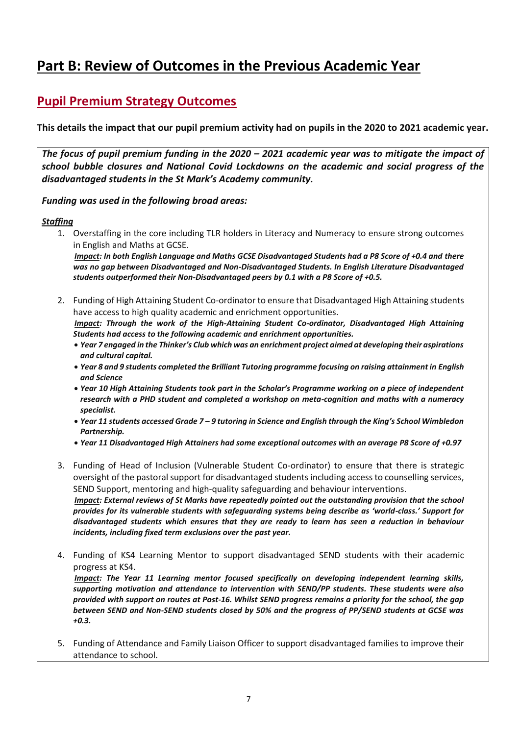# Part B: Review of Outcomes in the Previous Academic Year

## Pupil Premium Strategy Outcomes

**This details the impact that our pupil premium activity had on pupils in the 2020 to 2021 academic year.**

***The focus of pupil premium funding in the 2020 – 2021 academic year was to mitigate the impact of school bubble closures and National Covid Lockdowns on the academic and social progress of the disadvantaged students in the St Mark's Academy community.***

***Funding was used in the following broad areas:***

***Staffing***

1. Overstaffing in the core including TLR holders in Literacy and Numeracy to ensure strong outcomes in English and Maths at GCSE.
   ***Impact: In both English Language and Maths GCSE Disadvantaged Students had a P8 Score of +0.4 and there was no gap between Disadvantaged and Non-Disadvantaged Students. In English Literature Disadvantaged students outperformed their Non-Disadvantaged peers by 0.1 with a P8 Score of +0.5.***

2. Funding of High Attaining Student Co-ordinator to ensure that Disadvantaged High Attaining students have access to high quality academic and enrichment opportunities.
   ***Impact: Through the work of the High-Attaining Student Co-ordinator, Disadvantaged High Attaining Students had access to the following academic and enrichment opportunities.***
   - ***Year 7 engaged in the Thinker's Club which was an enrichment project aimed at developing their aspirations and cultural capital.***
   - ***Year 8 and 9 students completed the Brilliant Tutoring programme focusing on raising attainment in English and Science***
   - ***Year 10 High Attaining Students took part in the Scholar's Programme working on a piece of independent research with a PHD student and completed a workshop on meta-cognition and maths with a numeracy specialist.***
   - ***Year 11 students accessed Grade 7 – 9 tutoring in Science and English through the King's School Wimbledon Partnership.***
   - ***Year 11 Disadvantaged High Attainers had some exceptional outcomes with an average P8 Score of +0.97***

3. Funding of Head of Inclusion (Vulnerable Student Co-ordinator) to ensure that there is strategic oversight of the pastoral support for disadvantaged students including access to counselling services, SEND Support, mentoring and high-quality safeguarding and behaviour interventions.
   ***Impact: External reviews of St Marks have repeatedly pointed out the outstanding provision that the school provides for its vulnerable students with safeguarding systems being describe as 'world-class.' Support for disadvantaged students which ensures that they are ready to learn has seen a reduction in behaviour incidents, including fixed term exclusions over the past year.***

4. Funding of KS4 Learning Mentor to support disadvantaged SEND students with their academic progress at KS4.
   ***Impact: The Year 11 Learning mentor focused specifically on developing independent learning skills, supporting motivation and attendance to intervention with SEND/PP students. These students were also provided with support on routes at Post-16. Whilst SEND progress remains a priority for the school, the gap between SEND and Non-SEND students closed by 50% and the progress of PP/SEND students at GCSE was +0.3.***

5. Funding of Attendance and Family Liaison Officer to support disadvantaged families to improve their attendance to school.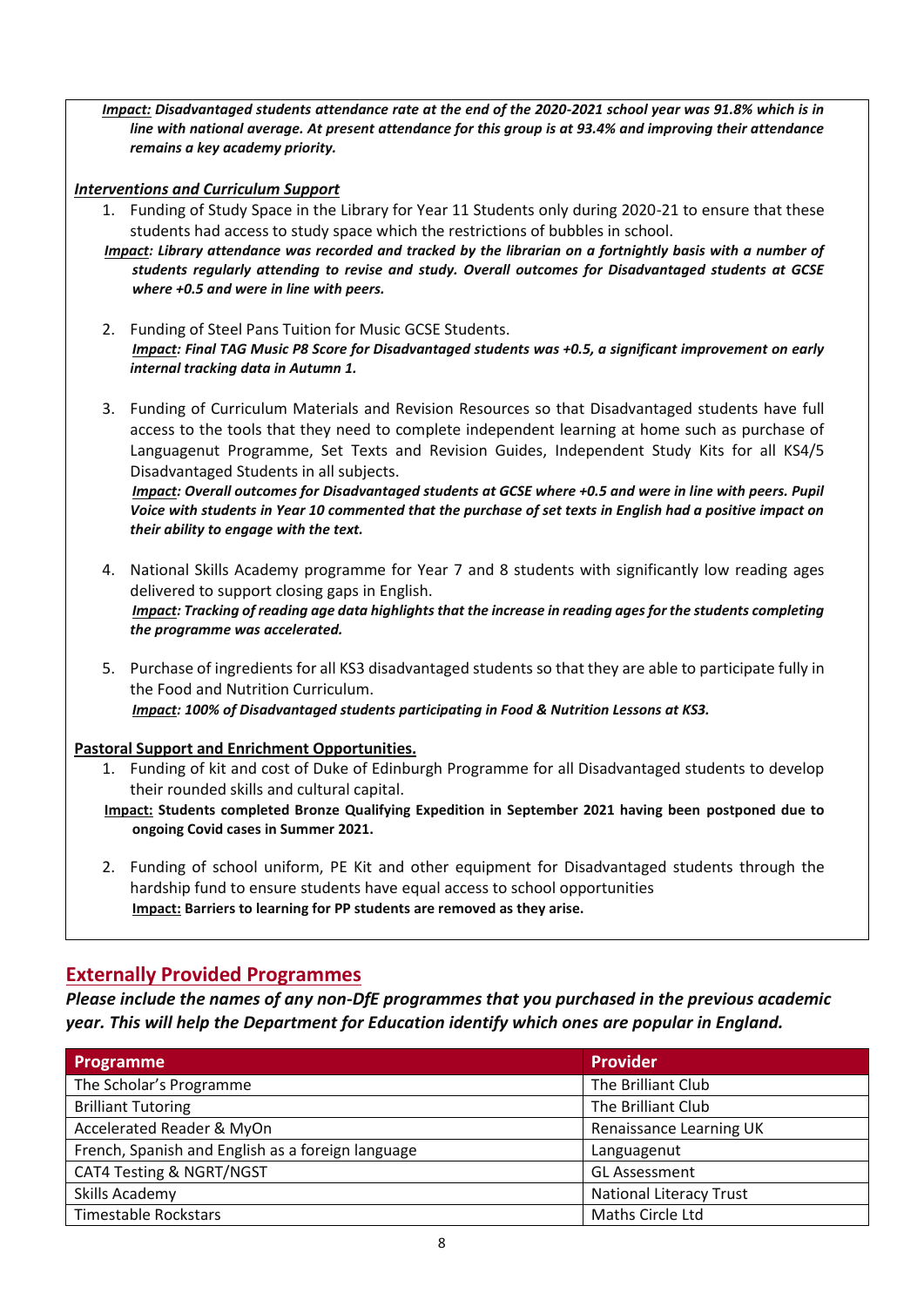***Impact:*** ***Disadvantaged students attendance rate at the end of the 2020-2021 school year was 91.8% which is in line with national average. At present attendance for this group is at 93.4% and improving their attendance remains a key academy priority.***

***Interventions and Curriculum Support***

1. Funding of Study Space in the Library for Year 11 Students only during 2020-21 to ensure that these students had access to study space which the restrictions of bubbles in school.
   ***Impact:*** ***Library attendance was recorded and tracked by the librarian on a fortnightly basis with a number of students regularly attending to revise and study. Overall outcomes for Disadvantaged students at GCSE where +0.5 and were in line with peers.***

2. Funding of Steel Pans Tuition for Music GCSE Students.
   ***Impact:*** ***Final TAG Music P8 Score for Disadvantaged students was +0.5, a significant improvement on early internal tracking data in Autumn 1.***

3. Funding of Curriculum Materials and Revision Resources so that Disadvantaged students have full access to the tools that they need to complete independent learning at home such as purchase of Languagenut Programme, Set Texts and Revision Guides, Independent Study Kits for all KS4/5 Disadvantaged Students in all subjects.
   ***Impact:*** ***Overall outcomes for Disadvantaged students at GCSE where +0.5 and were in line with peers. Pupil Voice with students in Year 10 commented that the purchase of set texts in English had a positive impact on their ability to engage with the text.***

4. National Skills Academy programme for Year 7 and 8 students with significantly low reading ages delivered to support closing gaps in English.
   ***Impact:*** ***Tracking of reading age data highlights that the increase in reading ages for the students completing the programme was accelerated.***

5. Purchase of ingredients for all KS3 disadvantaged students so that they are able to participate fully in the Food and Nutrition Curriculum.
   ***Impact:*** ***100% of Disadvantaged students participating in Food & Nutrition Lessons at KS3.***

**Pastoral Support and Enrichment Opportunities.**

1. Funding of kit and cost of Duke of Edinburgh Programme for all Disadvantaged students to develop their rounded skills and cultural capital.
   **Impact:** **Students completed Bronze Qualifying Expedition in September 2021 having been postponed due to ongoing Covid cases in Summer 2021.**

2. Funding of school uniform, PE Kit and other equipment for Disadvantaged students through the hardship fund to ensure students have equal access to school opportunities
   **Impact:** **Barriers to learning for PP students are removed as they arise.**

## Externally Provided Programmes

***Please include the names of any non-DfE programmes that you purchased in the previous academic year. This will help the Department for Education identify which ones are popular in England.***

| Programme | Provider |
|---|---|
| The Scholar's Programme | The Brilliant Club |
| Brilliant Tutoring | The Brilliant Club |
| Accelerated Reader & MyOn | Renaissance Learning UK |
| French, Spanish and English as a foreign language | Languagenut |
| CAT4 Testing & NGRT/NGST | GL Assessment |
| Skills Academy | National Literacy Trust |
| Timestable Rockstars | Maths Circle Ltd |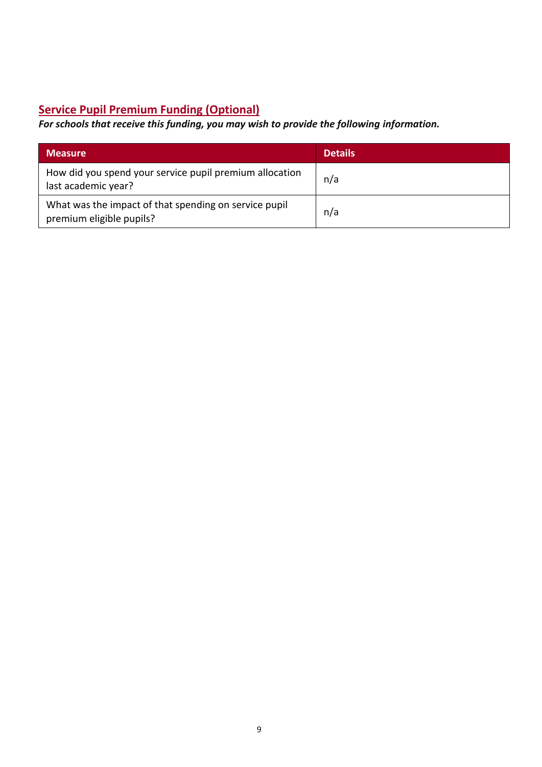## Service Pupil Premium Funding (Optional)

***For schools that receive this funding, you may wish to provide the following information.***

| Measure | Details |
| --- | --- |
| How did you spend your service pupil premium allocation last academic year? | n/a |
| What was the impact of that spending on service pupil premium eligible pupils? | n/a |